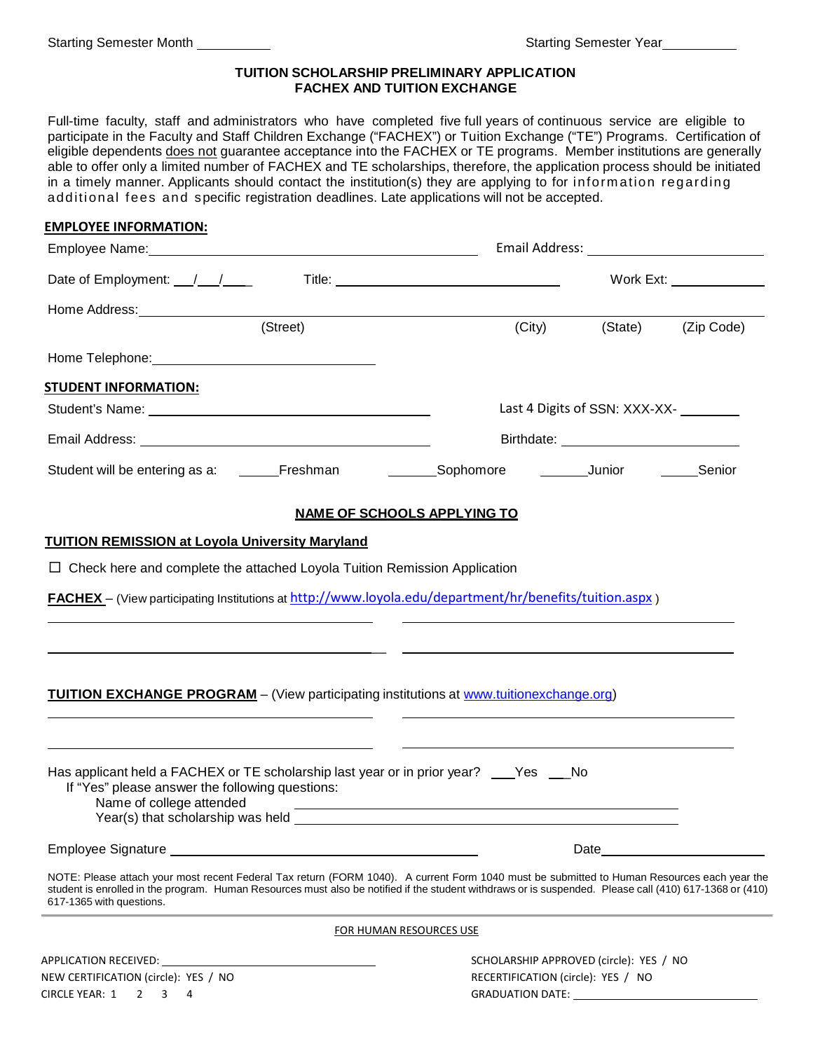Starting Semester Month __________ Starting Semester Year__________

**TUITION SCHOLARSHIP PRELIMINARY APPLICATION**
**FACHEX AND TUITION EXCHANGE**

Full-time faculty, staff and administrators who have completed five full years of continuous service are eligible to participate in the Faculty and Staff Children Exchange ("FACHEX") or Tuition Exchange ("TE") Programs. Certification of eligible dependents does not guarantee acceptance into the FACHEX or TE programs. Member institutions are generally able to offer only a limited number of FACHEX and TE scholarships, therefore, the application process should be initiated in a timely manner. Applicants should contact the institution(s) they are applying to for information regarding additional fees and specific registration deadlines. Late applications will not be accepted.

**EMPLOYEE INFORMATION:**

Employee Name:______________________________________ Email Address: ______________________

Date of Employment: ___/___/____ Title: ______________________________ Work Ext: ____________

Home Address:_____________________________________________________________________
(Street) (City) (State) (Zip Code)

Home Telephone:____________________________

**STUDENT INFORMATION:**

Student's Name: ____________________________________ Last 4 Digits of SSN: XXX-XX- ________

Email Address: ____________________________________ Birthdate: ______________________

Student will be entering as a: _____Freshman _______Sophomore _______Junior _____Senior

**NAME OF SCHOOLS APPLYING TO**

**TUITION REMISSION at Loyola University Maryland**

☐ Check here and complete the attached Loyola Tuition Remission Application

**FACHEX** – (View participating Institutions at http://www.loyola.edu/department/hr/benefits/tuition.aspx )

______________________________ ______________________________

______________________________ ______________________________

**TUITION EXCHANGE PROGRAM** – (View participating institutions at www.tuitionexchange.org)

______________________________ ______________________________

______________________________ ______________________________

Has applicant held a FACHEX or TE scholarship last year or in prior year? ___Yes ___No
If "Yes" please answer the following questions:
Name of college attended ______________________________________________
Year(s) that scholarship was held ______________________________________________

Employee Signature ________________________________ Date____________________

NOTE: Please attach your most recent Federal Tax return (FORM 1040). A current Form 1040 must be submitted to Human Resources each year the student is enrolled in the program. Human Resources must also be notified if the student withdraws or is suspended. Please call (410) 617-1368 or (410) 617-1365 with questions.

FOR HUMAN RESOURCES USE

APPLICATION RECEIVED: ______________________ SCHOLARSHIP APPROVED (circle): YES / NO
NEW CERTIFICATION (circle): YES / NO RECERTIFICATION (circle): YES / NO
CIRCLE YEAR: 1 2 3 4 GRADUATION DATE: ______________________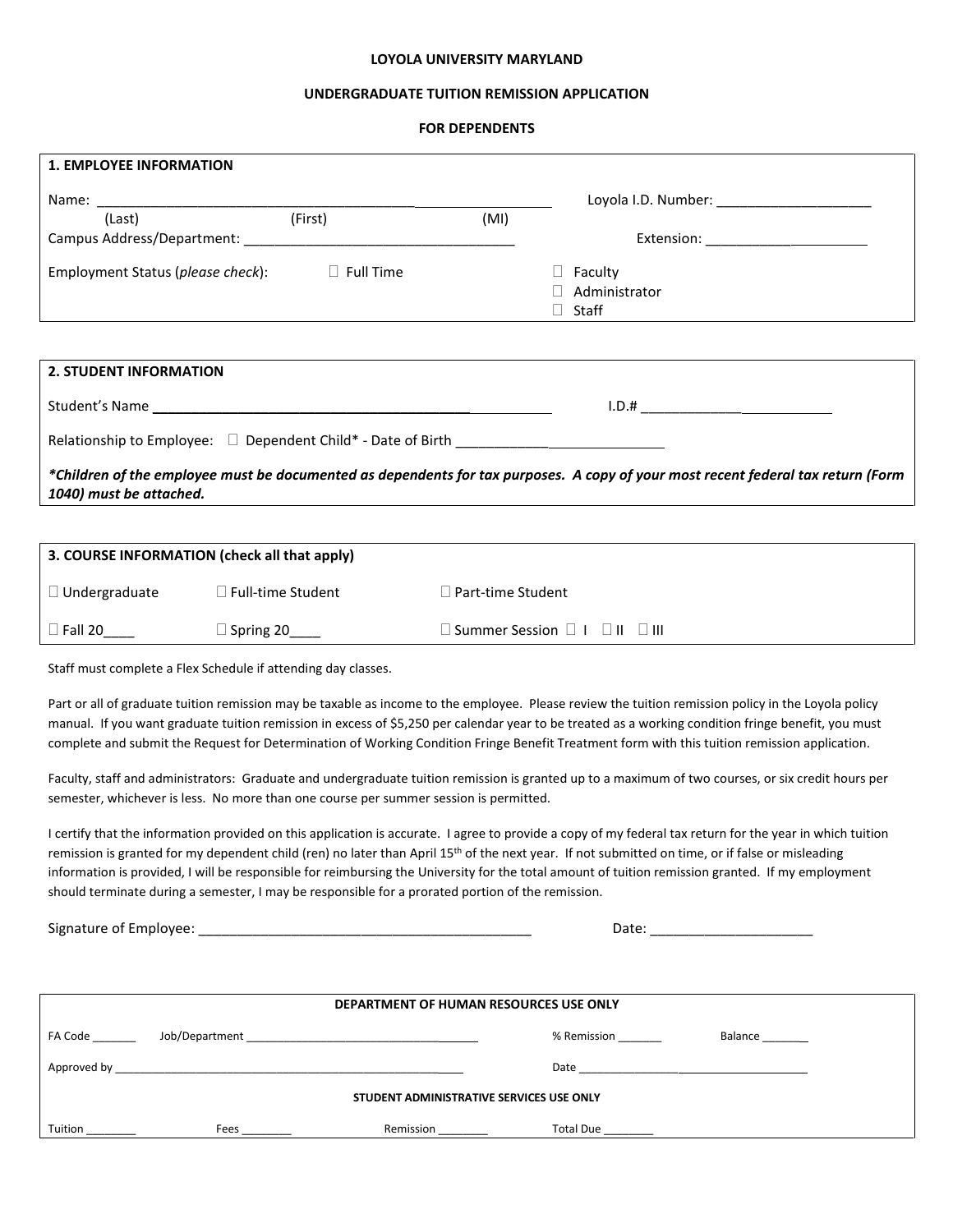**LOYOLA UNIVERSITY MARYLAND**

**UNDERGRADUATE TUITION REMISSION APPLICATION**

**FOR DEPENDENTS**

**1. EMPLOYEE INFORMATION**

Name: ____________________________________________ Loyola I.D. Number: ____________________

(Last) (First) (MI)

Campus Address/Department: ___________________________________ Extension: ______________________

Employment Status (*please check*): ☐ Full Time ☐ Faculty ☐ Administrator ☐ Staff

**2. STUDENT INFORMATION**

Student's Name ______________________________________________ I.D.# __________________________

Relationship to Employee: ☐ Dependent Child* - Date of Birth ___________________________

***Children of the employee must be documented as dependents for tax purposes. A copy of your most recent federal tax return (Form 1040) must be attached.***

**3. COURSE INFORMATION (check all that apply)**

☐ Undergraduate ☐ Full-time Student ☐ Part-time Student

☐ Fall 20____ ☐ Spring 20____ ☐ Summer Session ☐ I ☐ II ☐ III

Staff must complete a Flex Schedule if attending day classes.

Part or all of graduate tuition remission may be taxable as income to the employee. Please review the tuition remission policy in the Loyola policy manual. If you want graduate tuition remission in excess of $5,250 per calendar year to be treated as a working condition fringe benefit, you must complete and submit the Request for Determination of Working Condition Fringe Benefit Treatment form with this tuition remission application.

Faculty, staff and administrators: Graduate and undergraduate tuition remission is granted up to a maximum of two courses, or six credit hours per semester, whichever is less. No more than one course per summer session is permitted.

I certify that the information provided on this application is accurate. I agree to provide a copy of my federal tax return for the year in which tuition remission is granted for my dependent child (ren) no later than April 15th of the next year. If not submitted on time, or if false or misleading information is provided, I will be responsible for reimbursing the University for the total amount of tuition remission granted. If my employment should terminate during a semester, I may be responsible for a prorated portion of the remission.

Signature of Employee: ___________________________________________ Date: _____________________

**DEPARTMENT OF HUMAN RESOURCES USE ONLY**

FA Code _______ Job/Department ___________________________________ % Remission _______ Balance _______

Approved by _________________________________________________________ Date _____________________________________

**STUDENT ADMINISTRATIVE SERVICES USE ONLY**

Tuition ________ Fees ________ Remission ________ Total Due ________